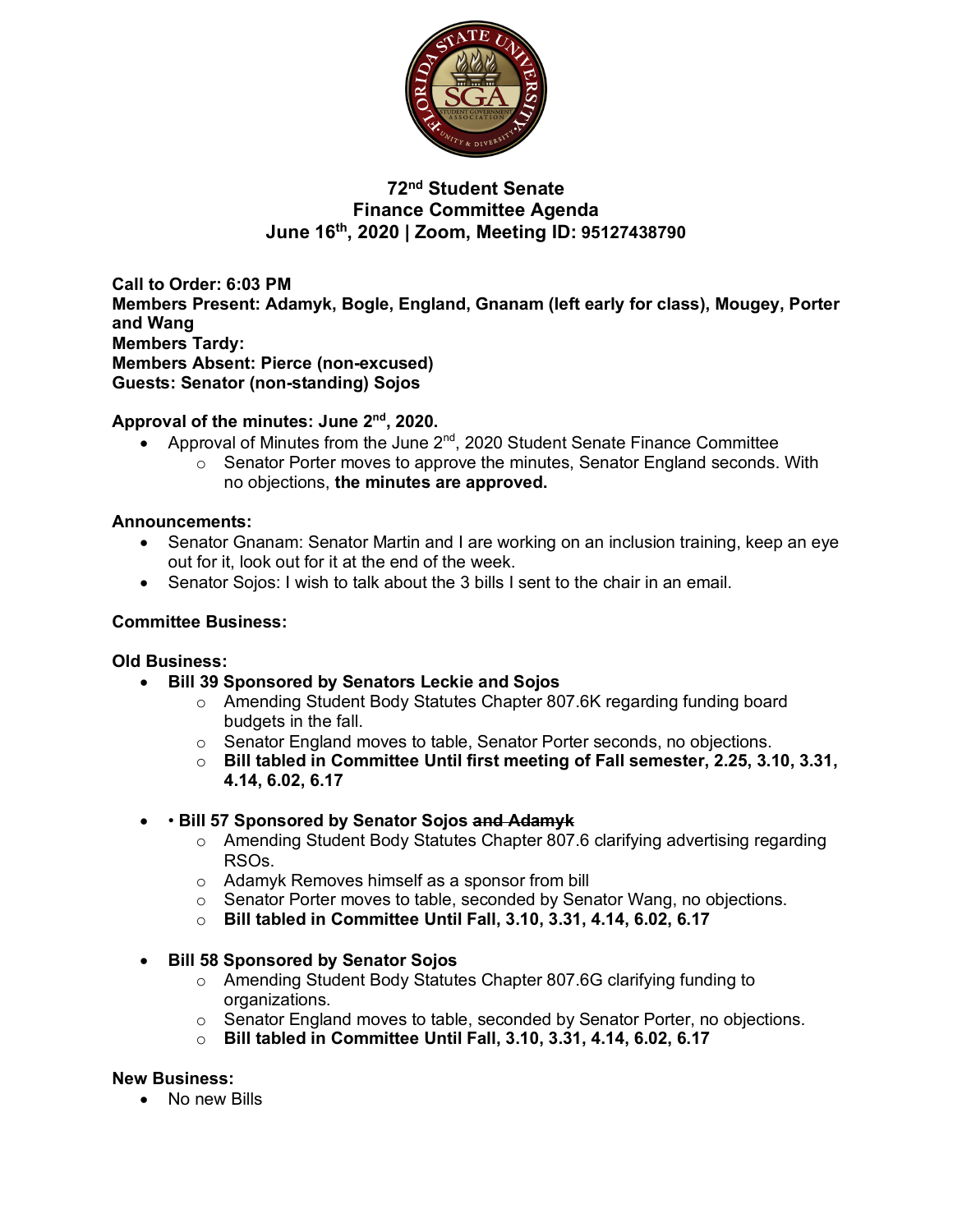# 72nd Student Senate
# Finance Committee Agenda
# June 16th, 2020 | Zoom, Meeting ID: 95127438790

**Call to Order: 6:03 PM**
**Members Present: Adamyk, Bogle, England, Gnanam (left early for class), Mougey, Porter and Wang**
**Members Tardy:**
**Members Absent: Pierce (non-excused)**
**Guests: Senator (non-standing) Sojos**

**Approval of the minutes: June 2nd, 2020.**

- Approval of Minutes from the June 2nd, 2020 Student Senate Finance Committee
  - Senator Porter moves to approve the minutes, Senator England seconds. With no objections, **the minutes are approved.**

**Announcements:**

- Senator Gnanam: Senator Martin and I are working on an inclusion training, keep an eye out for it, look out for it at the end of the week.
- Senator Sojos: I wish to talk about the 3 bills I sent to the chair in an email.

**Committee Business:**

**Old Business:**

- **Bill 39 Sponsored by Senators Leckie and Sojos**
  - Amending Student Body Statutes Chapter 807.6K regarding funding board budgets in the fall.
  - Senator England moves to table, Senator Porter seconds, no objections.
  - **Bill tabled in Committee Until first meeting of Fall semester, 2.25, 3.10, 3.31, 4.14, 6.02, 6.17**

- • **Bill 57 Sponsored by Senator Sojos ~~and Adamyk~~**
  - Amending Student Body Statutes Chapter 807.6 clarifying advertising regarding RSOs.
  - Adamyk Removes himself as a sponsor from bill
  - Senator Porter moves to table, seconded by Senator Wang, no objections.
  - **Bill tabled in Committee Until Fall, 3.10, 3.31, 4.14, 6.02, 6.17**

- **Bill 58 Sponsored by Senator Sojos**
  - Amending Student Body Statutes Chapter 807.6G clarifying funding to organizations.
  - Senator England moves to table, seconded by Senator Porter, no objections.
  - **Bill tabled in Committee Until Fall, 3.10, 3.31, 4.14, 6.02, 6.17**

**New Business:**

- No new Bills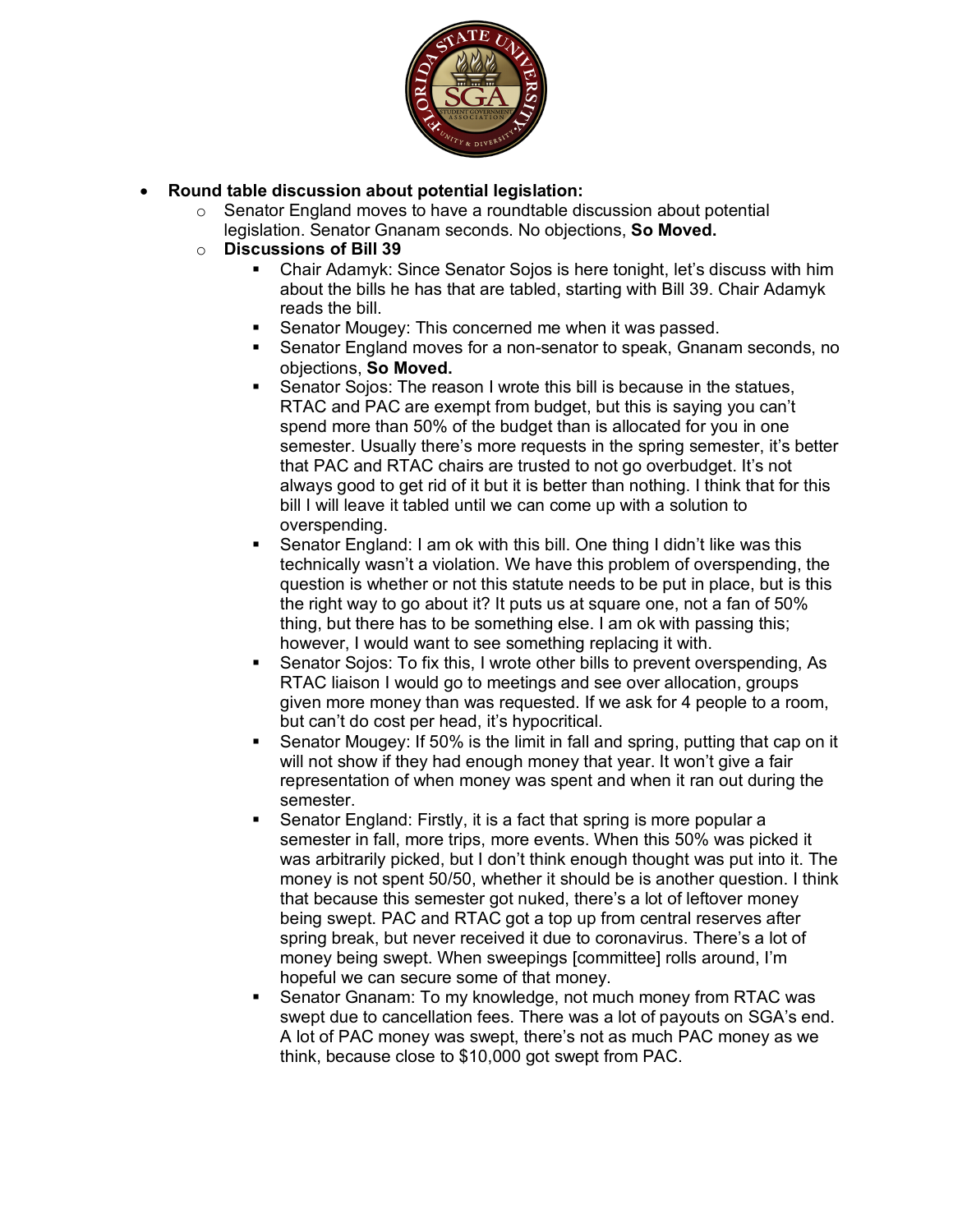- **Round table discussion about potential legislation:**
  - Senator England moves to have a roundtable discussion about potential legislation. Senator Gnanam seconds. No objections, **So Moved.**
  - **Discussions of Bill 39**
    - Chair Adamyk: Since Senator Sojos is here tonight, let's discuss with him about the bills he has that are tabled, starting with Bill 39. Chair Adamyk reads the bill.
    - Senator Mougey: This concerned me when it was passed.
    - Senator England moves for a non-senator to speak, Gnanam seconds, no objections, **So Moved.**
    - Senator Sojos: The reason I wrote this bill is because in the statues, RTAC and PAC are exempt from budget, but this is saying you can't spend more than 50% of the budget than is allocated for you in one semester. Usually there's more requests in the spring semester, it's better that PAC and RTAC chairs are trusted to not go overbudget. It's not always good to get rid of it but it is better than nothing. I think that for this bill I will leave it tabled until we can come up with a solution to overspending.
    - Senator England: I am ok with this bill. One thing I didn't like was this technically wasn't a violation. We have this problem of overspending, the question is whether or not this statute needs to be put in place, but is this the right way to go about it? It puts us at square one, not a fan of 50% thing, but there has to be something else. I am ok with passing this; however, I would want to see something replacing it with.
    - Senator Sojos: To fix this, I wrote other bills to prevent overspending, As RTAC liaison I would go to meetings and see over allocation, groups given more money than was requested. If we ask for 4 people to a room, but can't do cost per head, it's hypocritical.
    - Senator Mougey: If 50% is the limit in fall and spring, putting that cap on it will not show if they had enough money that year. It won't give a fair representation of when money was spent and when it ran out during the semester.
    - Senator England: Firstly, it is a fact that spring is more popular a semester in fall, more trips, more events. When this 50% was picked it was arbitrarily picked, but I don't think enough thought was put into it. The money is not spent 50/50, whether it should be is another question. I think that because this semester got nuked, there's a lot of leftover money being swept. PAC and RTAC got a top up from central reserves after spring break, but never received it due to coronavirus. There's a lot of money being swept. When sweepings [committee] rolls around, I'm hopeful we can secure some of that money.
    - Senator Gnanam: To my knowledge, not much money from RTAC was swept due to cancellation fees. There was a lot of payouts on SGA's end. A lot of PAC money was swept, there's not as much PAC money as we think, because close to $10,000 got swept from PAC.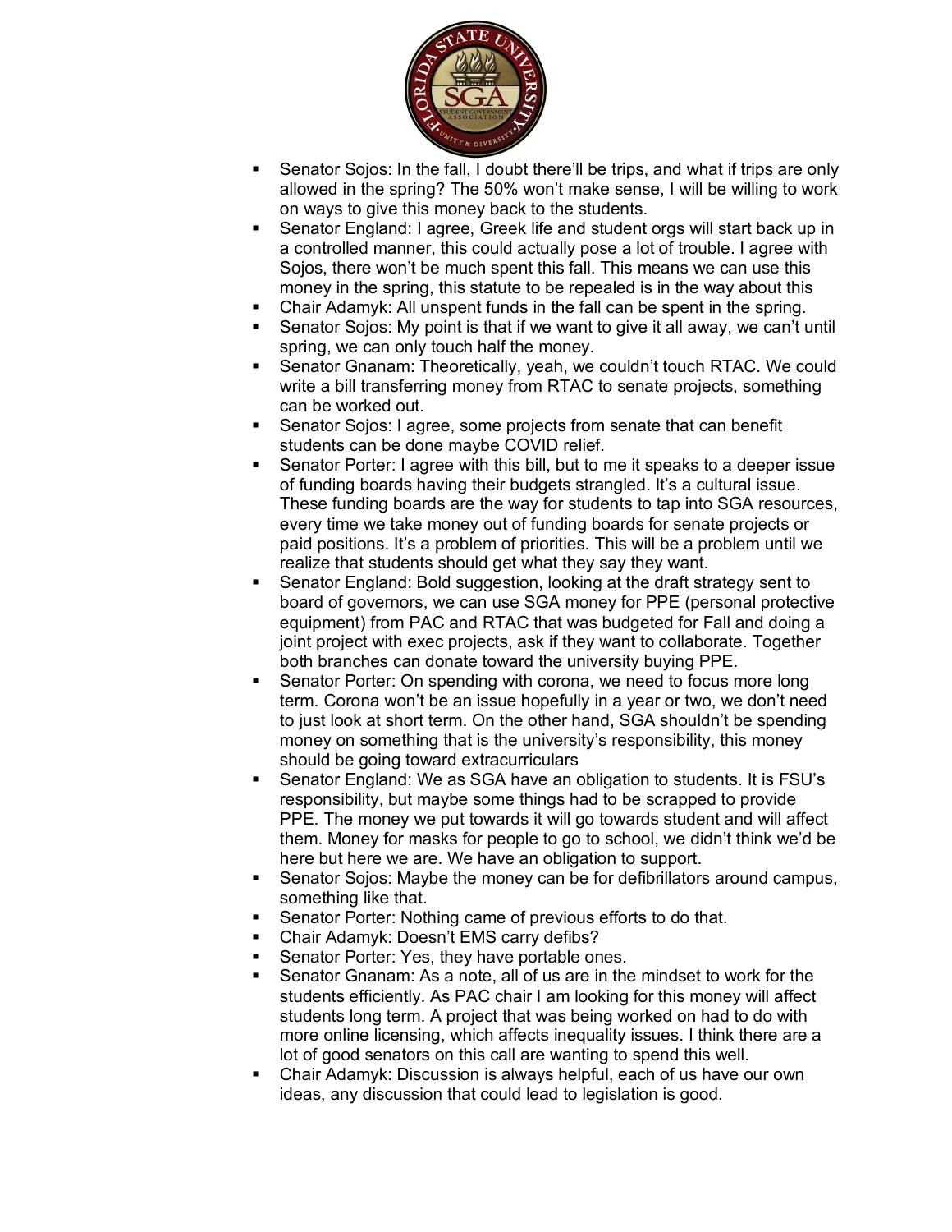- Senator Sojos: In the fall, I doubt there'll be trips, and what if trips are only allowed in the spring? The 50% won't make sense, I will be willing to work on ways to give this money back to the students.
- Senator England: I agree, Greek life and student orgs will start back up in a controlled manner, this could actually pose a lot of trouble. I agree with Sojos, there won't be much spent this fall. This means we can use this money in the spring, this statute to be repealed is in the way about this
- Chair Adamyk: All unspent funds in the fall can be spent in the spring.
- Senator Sojos: My point is that if we want to give it all away, we can't until spring, we can only touch half the money.
- Senator Gnanam: Theoretically, yeah, we couldn't touch RTAC. We could write a bill transferring money from RTAC to senate projects, something can be worked out.
- Senator Sojos: I agree, some projects from senate that can benefit students can be done maybe COVID relief.
- Senator Porter: I agree with this bill, but to me it speaks to a deeper issue of funding boards having their budgets strangled. It's a cultural issue. These funding boards are the way for students to tap into SGA resources, every time we take money out of funding boards for senate projects or paid positions. It's a problem of priorities. This will be a problem until we realize that students should get what they say they want.
- Senator England: Bold suggestion, looking at the draft strategy sent to board of governors, we can use SGA money for PPE (personal protective equipment) from PAC and RTAC that was budgeted for Fall and doing a joint project with exec projects, ask if they want to collaborate. Together both branches can donate toward the university buying PPE.
- Senator Porter: On spending with corona, we need to focus more long term. Corona won't be an issue hopefully in a year or two, we don't need to just look at short term. On the other hand, SGA shouldn't be spending money on something that is the university's responsibility, this money should be going toward extracurriculars
- Senator England: We as SGA have an obligation to students. It is FSU's responsibility, but maybe some things had to be scrapped to provide PPE. The money we put towards it will go towards student and will affect them. Money for masks for people to go to school, we didn't think we'd be here but here we are. We have an obligation to support.
- Senator Sojos: Maybe the money can be for defibrillators around campus, something like that.
- Senator Porter: Nothing came of previous efforts to do that.
- Chair Adamyk: Doesn't EMS carry defibs?
- Senator Porter: Yes, they have portable ones.
- Senator Gnanam: As a note, all of us are in the mindset to work for the students efficiently. As PAC chair I am looking for this money will affect students long term. A project that was being worked on had to do with more online licensing, which affects inequality issues. I think there are a lot of good senators on this call are wanting to spend this well.
- Chair Adamyk: Discussion is always helpful, each of us have our own ideas, any discussion that could lead to legislation is good.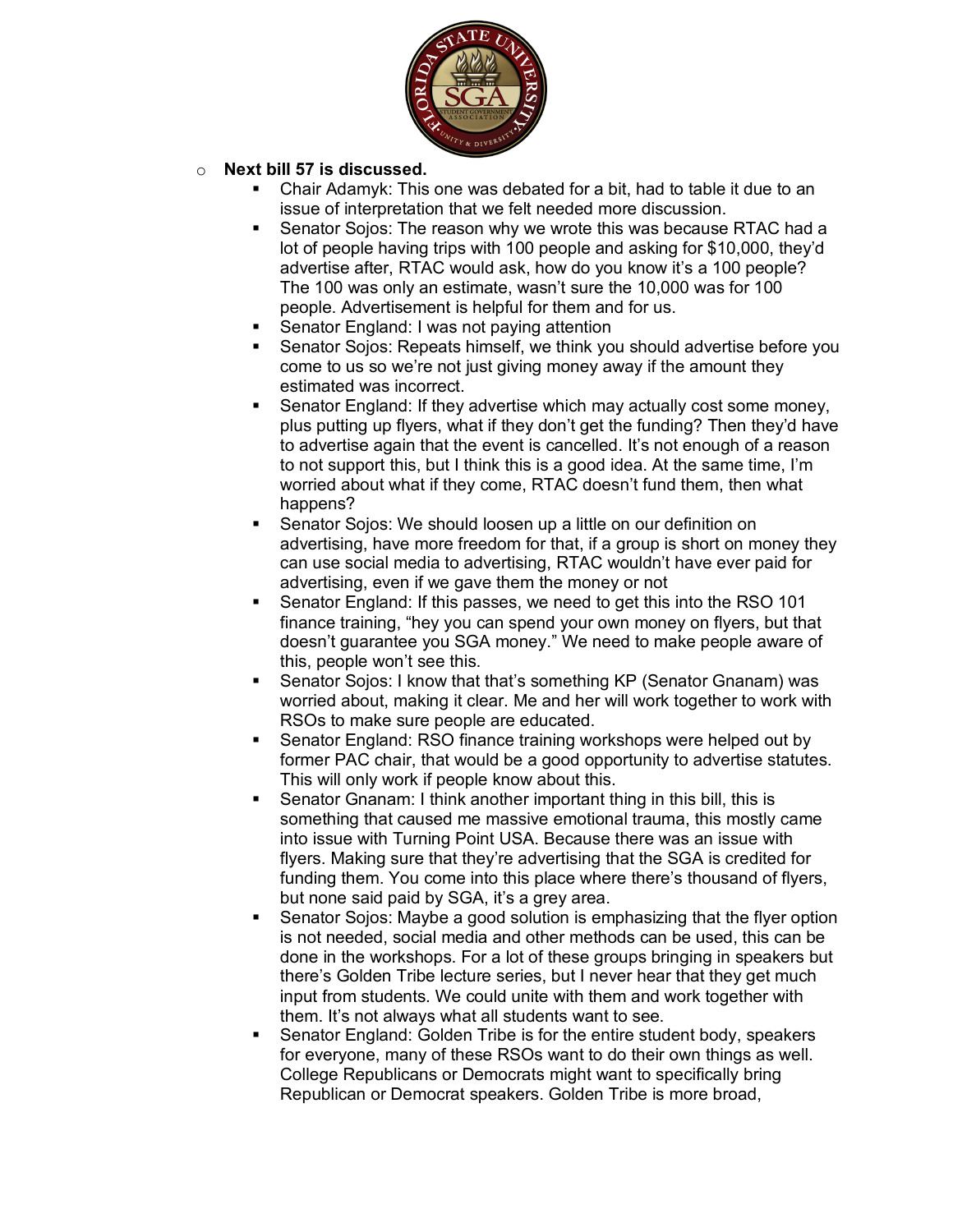- **Next bill 57 is discussed.**
  - Chair Adamyk: This one was debated for a bit, had to table it due to an issue of interpretation that we felt needed more discussion.
  - Senator Sojos: The reason why we wrote this was because RTAC had a lot of people having trips with 100 people and asking for $10,000, they'd advertise after, RTAC would ask, how do you know it's a 100 people? The 100 was only an estimate, wasn't sure the 10,000 was for 100 people. Advertisement is helpful for them and for us.
  - Senator England: I was not paying attention
  - Senator Sojos: Repeats himself, we think you should advertise before you come to us so we're not just giving money away if the amount they estimated was incorrect.
  - Senator England: If they advertise which may actually cost some money, plus putting up flyers, what if they don't get the funding? Then they'd have to advertise again that the event is cancelled. It's not enough of a reason to not support this, but I think this is a good idea. At the same time, I'm worried about what if they come, RTAC doesn't fund them, then what happens?
  - Senator Sojos: We should loosen up a little on our definition on advertising, have more freedom for that, if a group is short on money they can use social media to advertising, RTAC wouldn't have ever paid for advertising, even if we gave them the money or not
  - Senator England: If this passes, we need to get this into the RSO 101 finance training, "hey you can spend your own money on flyers, but that doesn't guarantee you SGA money." We need to make people aware of this, people won't see this.
  - Senator Sojos: I know that that's something KP (Senator Gnanam) was worried about, making it clear. Me and her will work together to work with RSOs to make sure people are educated.
  - Senator England: RSO finance training workshops were helped out by former PAC chair, that would be a good opportunity to advertise statutes. This will only work if people know about this.
  - Senator Gnanam: I think another important thing in this bill, this is something that caused me massive emotional trauma, this mostly came into issue with Turning Point USA. Because there was an issue with flyers. Making sure that they're advertising that the SGA is credited for funding them. You come into this place where there's thousand of flyers, but none said paid by SGA, it's a grey area.
  - Senator Sojos: Maybe a good solution is emphasizing that the flyer option is not needed, social media and other methods can be used, this can be done in the workshops. For a lot of these groups bringing in speakers but there's Golden Tribe lecture series, but I never hear that they get much input from students. We could unite with them and work together with them. It's not always what all students want to see.
  - Senator England: Golden Tribe is for the entire student body, speakers for everyone, many of these RSOs want to do their own things as well. College Republicans or Democrats might want to specifically bring Republican or Democrat speakers. Golden Tribe is more broad,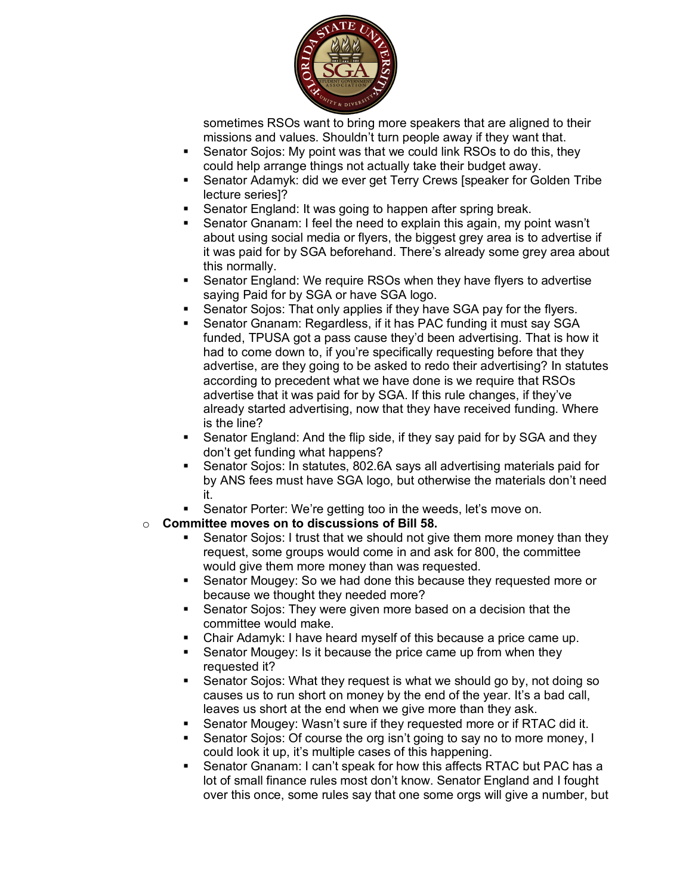sometimes RSOs want to bring more speakers that are aligned to their missions and values. Shouldn't turn people away if they want that.

- Senator Sojos: My point was that we could link RSOs to do this, they could help arrange things not actually take their budget away.
- Senator Adamyk: did we ever get Terry Crews [speaker for Golden Tribe lecture series]?
- Senator England: It was going to happen after spring break.
- Senator Gnanam: I feel the need to explain this again, my point wasn't about using social media or flyers, the biggest grey area is to advertise if it was paid for by SGA beforehand. There's already some grey area about this normally.
- Senator England: We require RSOs when they have flyers to advertise saying Paid for by SGA or have SGA logo.
- Senator Sojos: That only applies if they have SGA pay for the flyers.
- Senator Gnanam: Regardless, if it has PAC funding it must say SGA funded, TPUSA got a pass cause they'd been advertising. That is how it had to come down to, if you're specifically requesting before that they advertise, are they going to be asked to redo their advertising? In statutes according to precedent what we have done is we require that RSOs advertise that it was paid for by SGA. If this rule changes, if they've already started advertising, now that they have received funding. Where is the line?
- Senator England: And the flip side, if they say paid for by SGA and they don't get funding what happens?
- Senator Sojos: In statutes, 802.6A says all advertising materials paid for by ANS fees must have SGA logo, but otherwise the materials don't need it.
- Senator Porter: We're getting too in the weeds, let's move on.

- **Committee moves on to discussions of Bill 58.**
  - Senator Sojos: I trust that we should not give them more money than they request, some groups would come in and ask for 800, the committee would give them more money than was requested.
  - Senator Mougey: So we had done this because they requested more or because we thought they needed more?
  - Senator Sojos: They were given more based on a decision that the committee would make.
  - Chair Adamyk: I have heard myself of this because a price came up.
  - Senator Mougey: Is it because the price came up from when they requested it?
  - Senator Sojos: What they request is what we should go by, not doing so causes us to run short on money by the end of the year. It's a bad call, leaves us short at the end when we give more than they ask.
  - Senator Mougey: Wasn't sure if they requested more or if RTAC did it.
  - Senator Sojos: Of course the org isn't going to say no to more money, I could look it up, it's multiple cases of this happening.
  - Senator Gnanam: I can't speak for how this affects RTAC but PAC has a lot of small finance rules most don't know. Senator England and I fought over this once, some rules say that one some orgs will give a number, but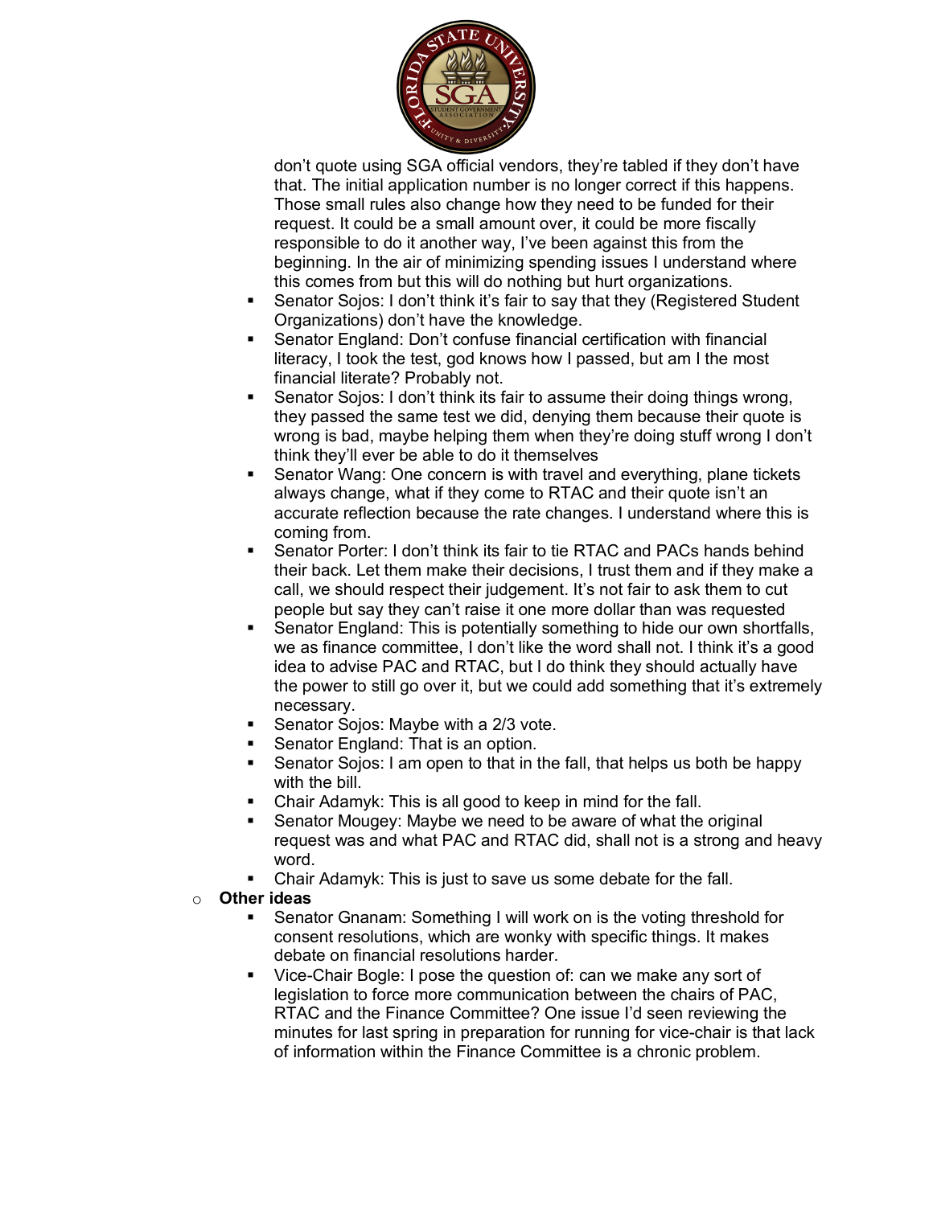don't quote using SGA official vendors, they're tabled if they don't have that. The initial application number is no longer correct if this happens. Those small rules also change how they need to be funded for their request. It could be a small amount over, it could be more fiscally responsible to do it another way, I've been against this from the beginning. In the air of minimizing spending issues I understand where this comes from but this will do nothing but hurt organizations.

- Senator Sojos: I don't think it's fair to say that they (Registered Student Organizations) don't have the knowledge.
- Senator England: Don't confuse financial certification with financial literacy, I took the test, god knows how I passed, but am I the most financial literate? Probably not.
- Senator Sojos: I don't think its fair to assume their doing things wrong, they passed the same test we did, denying them because their quote is wrong is bad, maybe helping them when they're doing stuff wrong I don't think they'll ever be able to do it themselves
- Senator Wang: One concern is with travel and everything, plane tickets always change, what if they come to RTAC and their quote isn't an accurate reflection because the rate changes. I understand where this is coming from.
- Senator Porter: I don't think its fair to tie RTAC and PACs hands behind their back. Let them make their decisions, I trust them and if they make a call, we should respect their judgement. It's not fair to ask them to cut people but say they can't raise it one more dollar than was requested
- Senator England: This is potentially something to hide our own shortfalls, we as finance committee, I don't like the word shall not. I think it's a good idea to advise PAC and RTAC, but I do think they should actually have the power to still go over it, but we could add something that it's extremely necessary.
- Senator Sojos: Maybe with a 2/3 vote.
- Senator England: That is an option.
- Senator Sojos: I am open to that in the fall, that helps us both be happy with the bill.
- Chair Adamyk: This is all good to keep in mind for the fall.
- Senator Mougey: Maybe we need to be aware of what the original request was and what PAC and RTAC did, shall not is a strong and heavy word.
- Chair Adamyk: This is just to save us some debate for the fall.

- **Other ideas**
  - Senator Gnanam: Something I will work on is the voting threshold for consent resolutions, which are wonky with specific things. It makes debate on financial resolutions harder.
  - Vice-Chair Bogle: I pose the question of: can we make any sort of legislation to force more communication between the chairs of PAC, RTAC and the Finance Committee? One issue I'd seen reviewing the minutes for last spring in preparation for running for vice-chair is that lack of information within the Finance Committee is a chronic problem.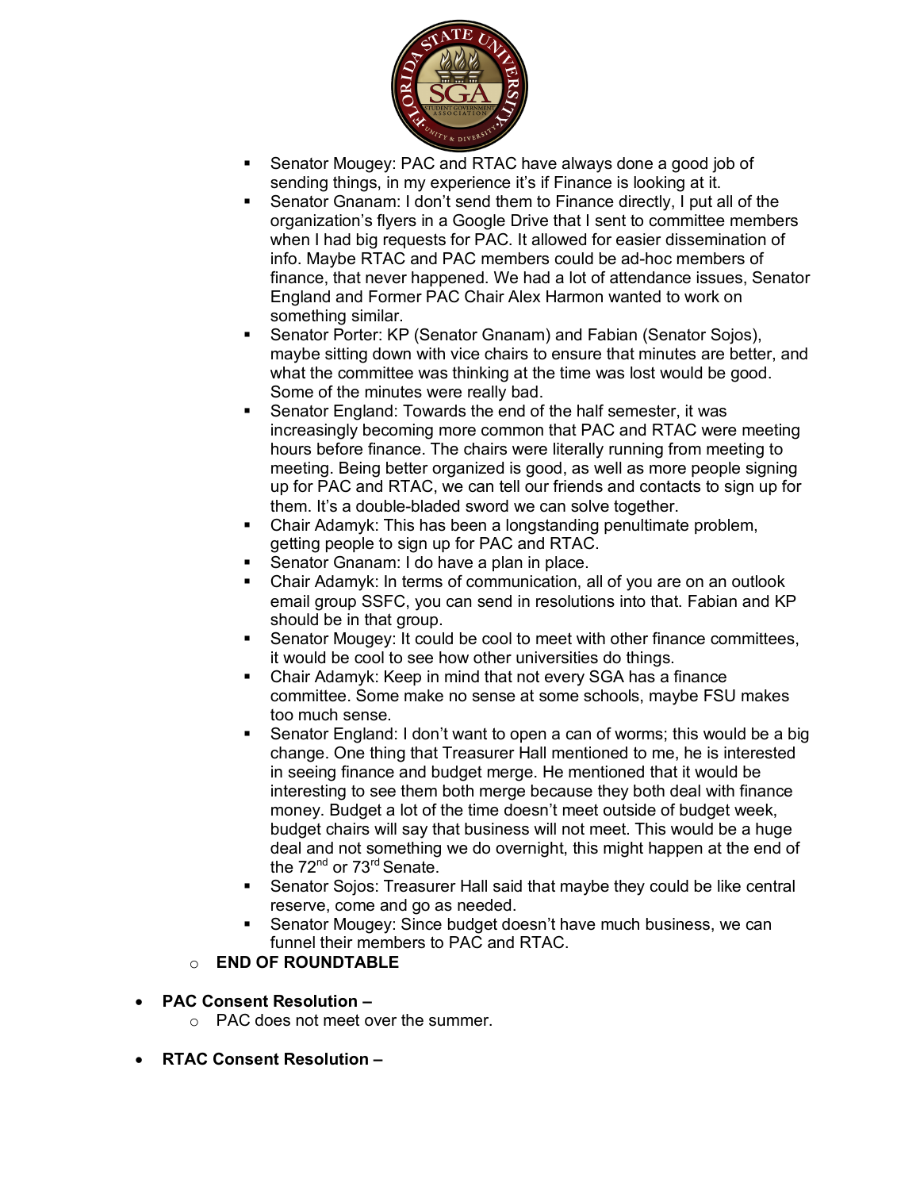- Senator Mougey: PAC and RTAC have always done a good job of sending things, in my experience it's if Finance is looking at it.
- Senator Gnanam: I don't send them to Finance directly, I put all of the organization's flyers in a Google Drive that I sent to committee members when I had big requests for PAC. It allowed for easier dissemination of info. Maybe RTAC and PAC members could be ad-hoc members of finance, that never happened. We had a lot of attendance issues, Senator England and Former PAC Chair Alex Harmon wanted to work on something similar.
- Senator Porter: KP (Senator Gnanam) and Fabian (Senator Sojos), maybe sitting down with vice chairs to ensure that minutes are better, and what the committee was thinking at the time was lost would be good. Some of the minutes were really bad.
- Senator England: Towards the end of the half semester, it was increasingly becoming more common that PAC and RTAC were meeting hours before finance. The chairs were literally running from meeting to meeting. Being better organized is good, as well as more people signing up for PAC and RTAC, we can tell our friends and contacts to sign up for them. It's a double-bladed sword we can solve together.
- Chair Adamyk: This has been a longstanding penultimate problem, getting people to sign up for PAC and RTAC.
- Senator Gnanam: I do have a plan in place.
- Chair Adamyk: In terms of communication, all of you are on an outlook email group SSFC, you can send in resolutions into that. Fabian and KP should be in that group.
- Senator Mougey: It could be cool to meet with other finance committees, it would be cool to see how other universities do things.
- Chair Adamyk: Keep in mind that not every SGA has a finance committee. Some make no sense at some schools, maybe FSU makes too much sense.
- Senator England: I don't want to open a can of worms; this would be a big change. One thing that Treasurer Hall mentioned to me, he is interested in seeing finance and budget merge. He mentioned that it would be interesting to see them both merge because they both deal with finance money. Budget a lot of the time doesn't meet outside of budget week, budget chairs will say that business will not meet. This would be a huge deal and not something we do overnight, this might happen at the end of the 72nd or 73rd Senate.
- Senator Sojos: Treasurer Hall said that maybe they could be like central reserve, come and go as needed.
- Senator Mougey: Since budget doesn't have much business, we can funnel their members to PAC and RTAC.

  - **END OF ROUNDTABLE**

- **PAC Consent Resolution –**
  - PAC does not meet over the summer.

- **RTAC Consent Resolution –**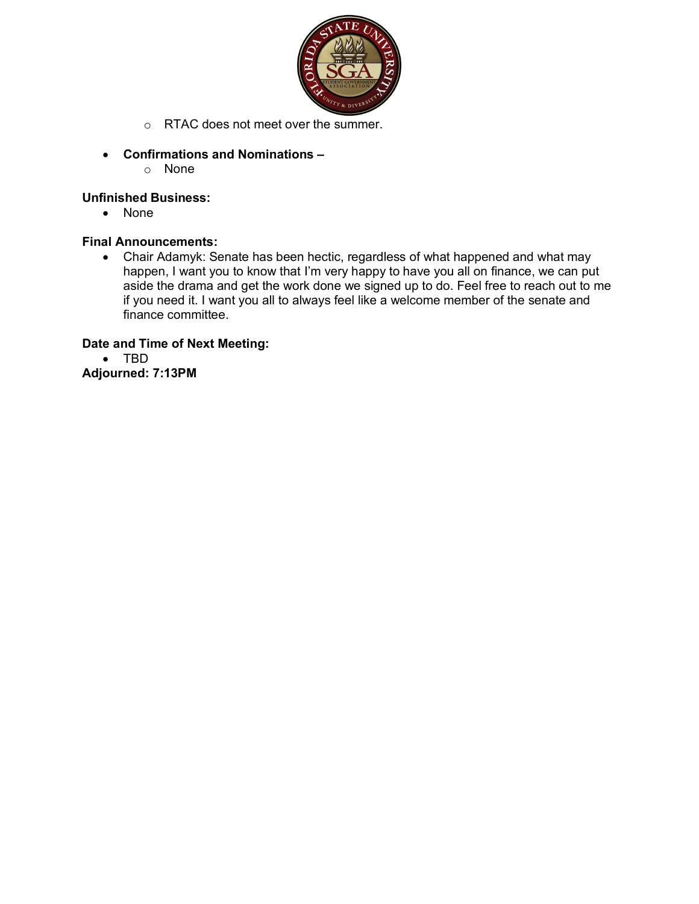- RTAC does not meet over the summer.

- **Confirmations and Nominations –**
  - None

**Unfinished Business:**

- None

**Final Announcements:**

- Chair Adamyk: Senate has been hectic, regardless of what happened and what may happen, I want you to know that I'm very happy to have you all on finance, we can put aside the drama and get the work done we signed up to do. Feel free to reach out to me if you need it. I want you all to always feel like a welcome member of the senate and finance committee.

**Date and Time of Next Meeting:**

- TBD

**Adjourned: 7:13PM**